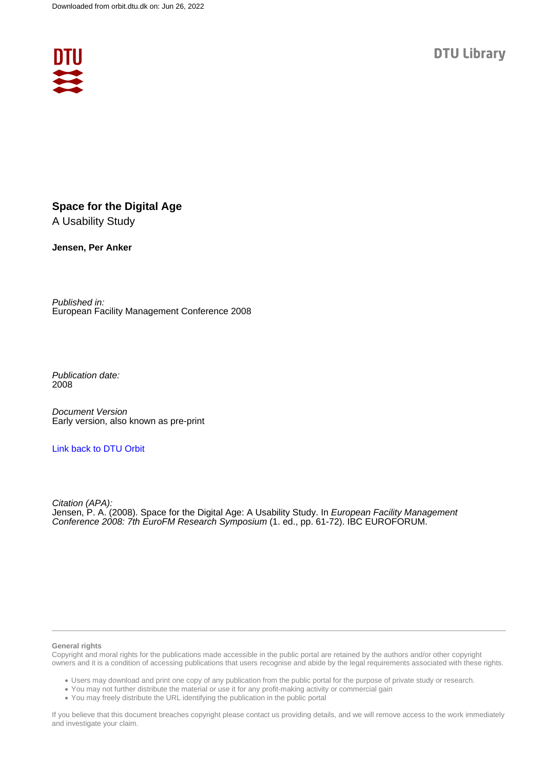# Space for the Digital Age

A Usability Study

**Jensen, Per Anker**

*Published in:*
European Facility Management Conference 2008

*Publication date:*
2008

*Document Version*
Early version, also known as pre-print

Link back to DTU Orbit

*Citation (APA):*
Jensen, P. A. (2008). Space for the Digital Age: A Usability Study. In *European Facility Management Conference 2008: 7th EuroFM Research Symposium* (1. ed., pp. 61-72). IBC EUROFORUM.

**General rights**
Copyright and moral rights for the publications made accessible in the public portal are retained by the authors and/or other copyright owners and it is a condition of accessing publications that users recognise and abide by the legal requirements associated with these rights.

- Users may download and print one copy of any publication from the public portal for the purpose of private study or research.
- You may not further distribute the material or use it for any profit-making activity or commercial gain
- You may freely distribute the URL identifying the publication in the public portal

If you believe that this document breaches copyright please contact us providing details, and we will remove access to the work immediately and investigate your claim.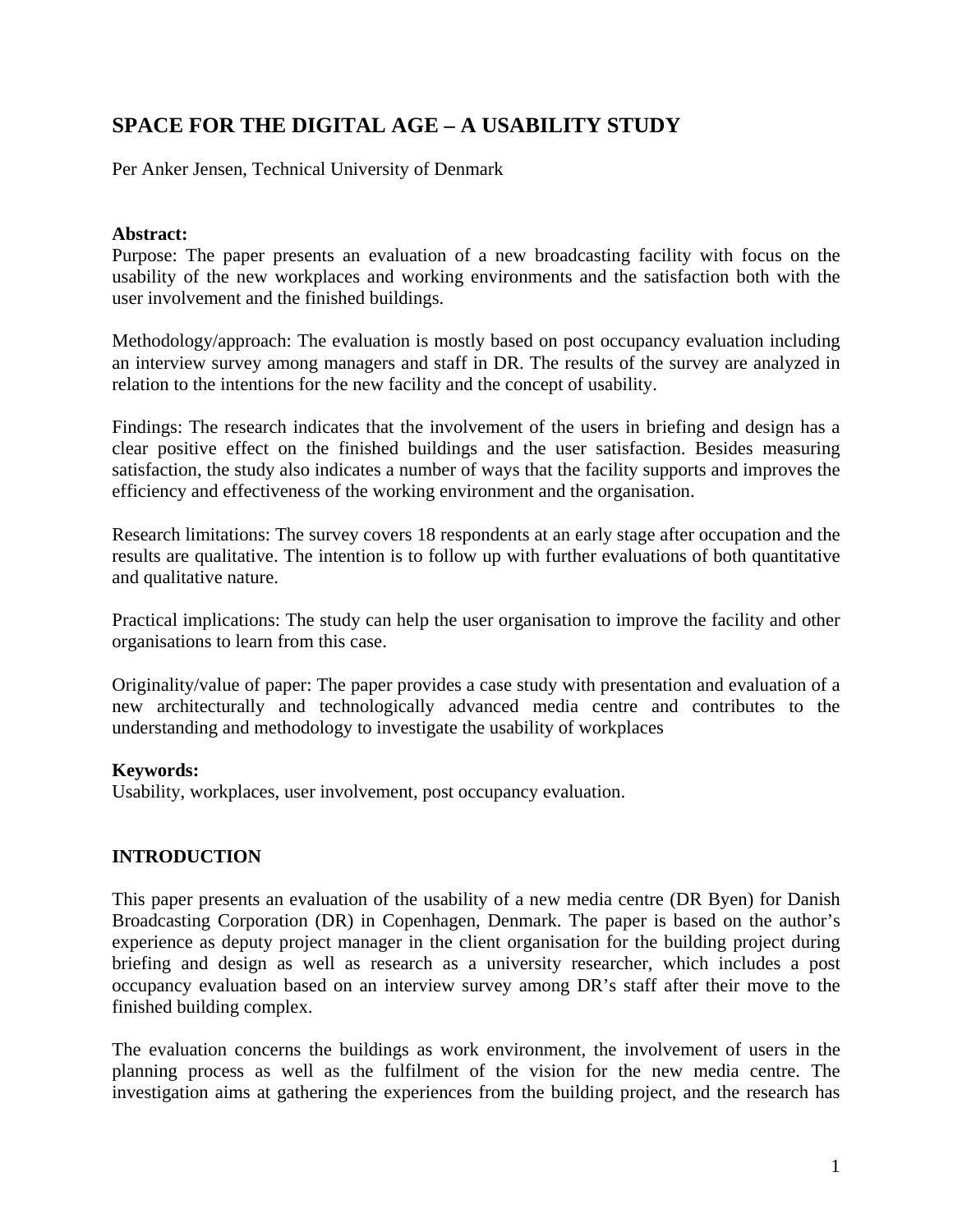# SPACE FOR THE DIGITAL AGE – A USABILITY STUDY

Per Anker Jensen, Technical University of Denmark

**Abstract:**

Purpose: The paper presents an evaluation of a new broadcasting facility with focus on the usability of the new workplaces and working environments and the satisfaction both with the user involvement and the finished buildings.

Methodology/approach: The evaluation is mostly based on post occupancy evaluation including an interview survey among managers and staff in DR. The results of the survey are analyzed in relation to the intentions for the new facility and the concept of usability.

Findings: The research indicates that the involvement of the users in briefing and design has a clear positive effect on the finished buildings and the user satisfaction. Besides measuring satisfaction, the study also indicates a number of ways that the facility supports and improves the efficiency and effectiveness of the working environment and the organisation.

Research limitations: The survey covers 18 respondents at an early stage after occupation and the results are qualitative. The intention is to follow up with further evaluations of both quantitative and qualitative nature.

Practical implications: The study can help the user organisation to improve the facility and other organisations to learn from this case.

Originality/value of paper: The paper provides a case study with presentation and evaluation of a new architecturally and technologically advanced media centre and contributes to the understanding and methodology to investigate the usability of workplaces

**Keywords:**

Usability, workplaces, user involvement, post occupancy evaluation.

## INTRODUCTION

This paper presents an evaluation of the usability of a new media centre (DR Byen) for Danish Broadcasting Corporation (DR) in Copenhagen, Denmark. The paper is based on the author's experience as deputy project manager in the client organisation for the building project during briefing and design as well as research as a university researcher, which includes a post occupancy evaluation based on an interview survey among DR's staff after their move to the finished building complex.

The evaluation concerns the buildings as work environment, the involvement of users in the planning process as well as the fulfilment of the vision for the new media centre. The investigation aims at gathering the experiences from the building project, and the research has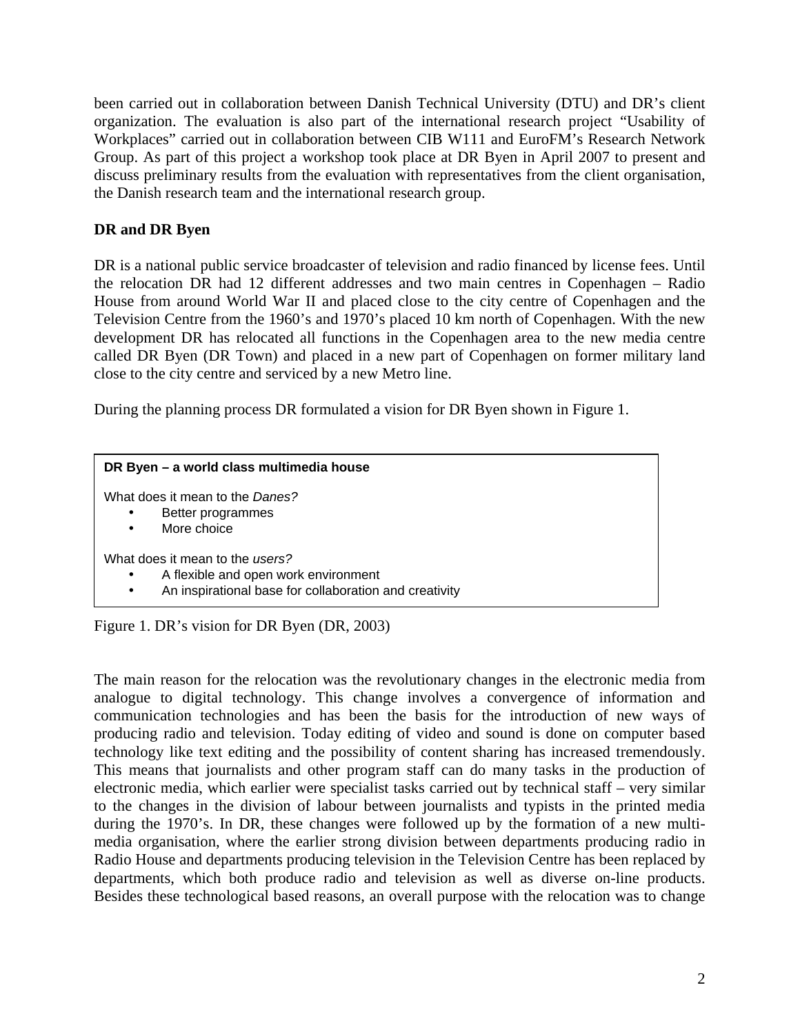been carried out in collaboration between Danish Technical University (DTU) and DR's client organization. The evaluation is also part of the international research project "Usability of Workplaces" carried out in collaboration between CIB W111 and EuroFM's Research Network Group. As part of this project a workshop took place at DR Byen in April 2007 to present and discuss preliminary results from the evaluation with representatives from the client organisation, the Danish research team and the international research group.

## DR and DR Byen

DR is a national public service broadcaster of television and radio financed by license fees. Until the relocation DR had 12 different addresses and two main centres in Copenhagen – Radio House from around World War II and placed close to the city centre of Copenhagen and the Television Centre from the 1960's and 1970's placed 10 km north of Copenhagen. With the new development DR has relocated all functions in the Copenhagen area to the new media centre called DR Byen (DR Town) and placed in a new part of Copenhagen on former military land close to the city centre and serviced by a new Metro line.

During the planning process DR formulated a vision for DR Byen shown in Figure 1.

**DR Byen – a world class multimedia house**

What does it mean to the *Danes?*

- Better programmes
- More choice

What does it mean to the *users?*

- A flexible and open work environment
- An inspirational base for collaboration and creativity

Figure 1. DR's vision for DR Byen (DR, 2003)

The main reason for the relocation was the revolutionary changes in the electronic media from analogue to digital technology. This change involves a convergence of information and communication technologies and has been the basis for the introduction of new ways of producing radio and television. Today editing of video and sound is done on computer based technology like text editing and the possibility of content sharing has increased tremendously. This means that journalists and other program staff can do many tasks in the production of electronic media, which earlier were specialist tasks carried out by technical staff – very similar to the changes in the division of labour between journalists and typists in the printed media during the 1970's. In DR, these changes were followed up by the formation of a new multi-media organisation, where the earlier strong division between departments producing radio in Radio House and departments producing television in the Television Centre has been replaced by departments, which both produce radio and television as well as diverse on-line products. Besides these technological based reasons, an overall purpose with the relocation was to change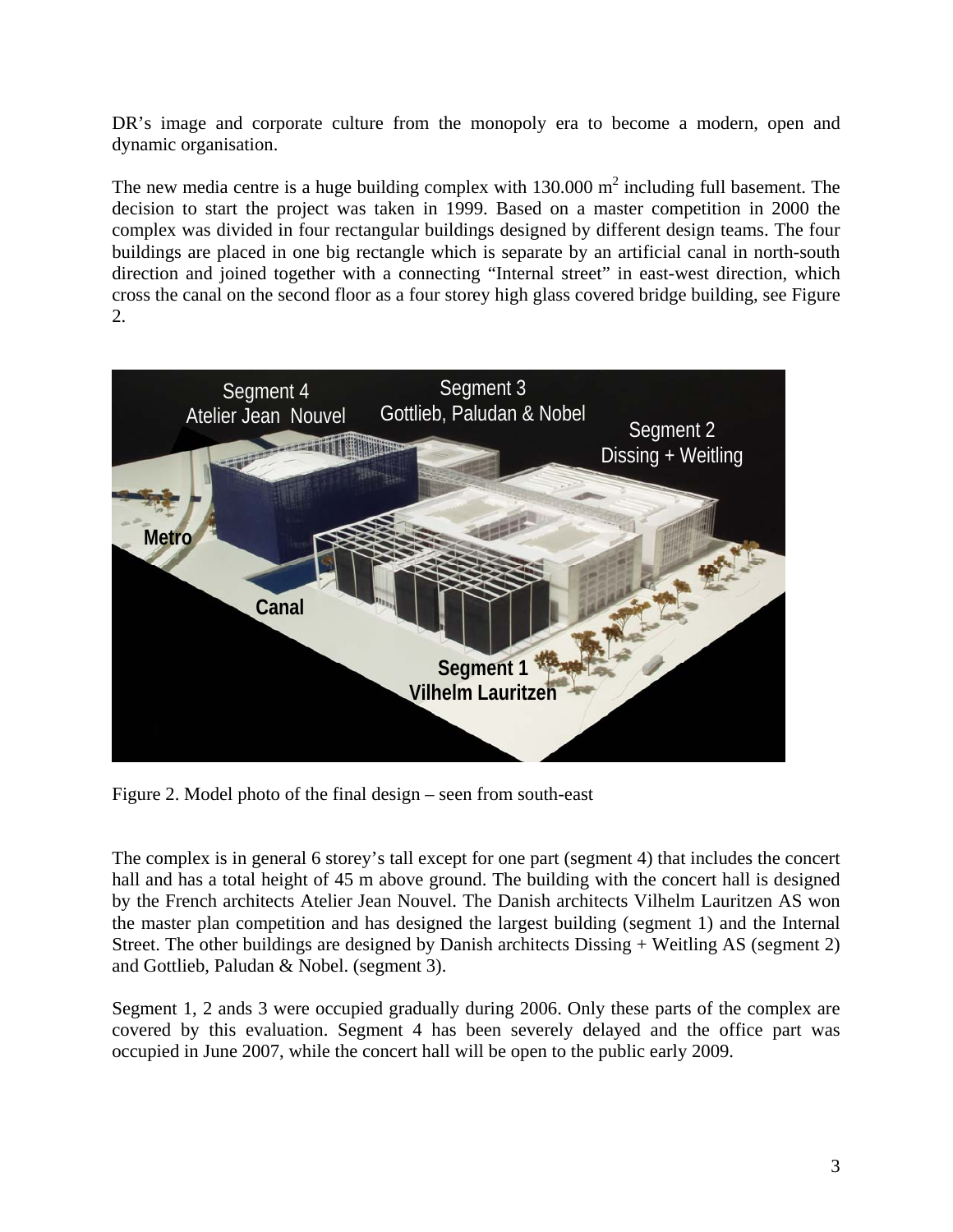DR's image and corporate culture from the monopoly era to become a modern, open and dynamic organisation.

The new media centre is a huge building complex with 130.000 m$^2$ including full basement. The decision to start the project was taken in 1999. Based on a master competition in 2000 the complex was divided in four rectangular buildings designed by different design teams. The four buildings are placed in one big rectangle which is separate by an artificial canal in north-south direction and joined together with a connecting "Internal street" in east-west direction, which cross the canal on the second floor as a four storey high glass covered bridge building, see Figure 2.

Figure 2. Model photo of the final design – seen from south-east

The complex is in general 6 storey's tall except for one part (segment 4) that includes the concert hall and has a total height of 45 m above ground. The building with the concert hall is designed by the French architects Atelier Jean Nouvel. The Danish architects Vilhelm Lauritzen AS won the master plan competition and has designed the largest building (segment 1) and the Internal Street. The other buildings are designed by Danish architects Dissing + Weitling AS (segment 2) and Gottlieb, Paludan & Nobel. (segment 3).

Segment 1, 2 ands 3 were occupied gradually during 2006. Only these parts of the complex are covered by this evaluation. Segment 4 has been severely delayed and the office part was occupied in June 2007, while the concert hall will be open to the public early 2009.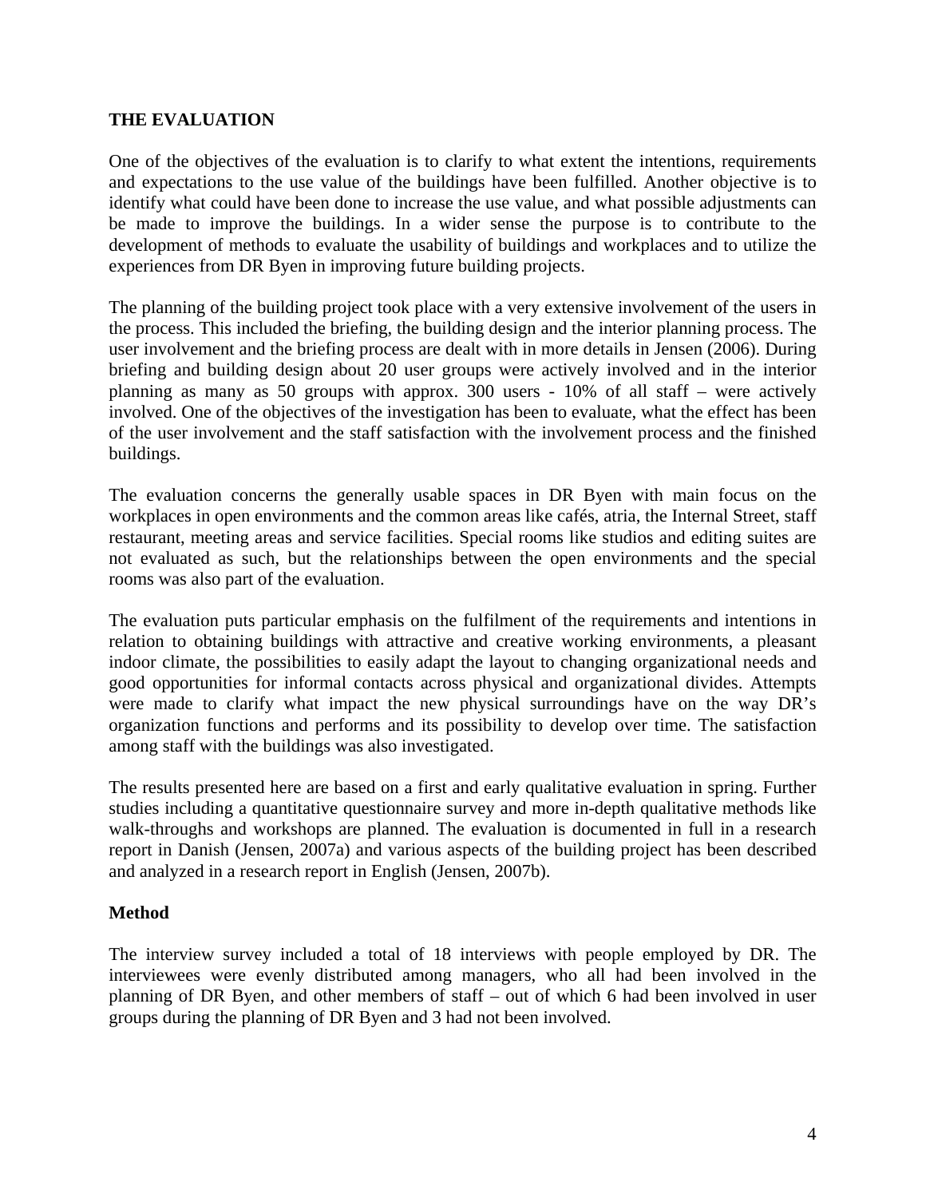## THE EVALUATION

One of the objectives of the evaluation is to clarify to what extent the intentions, requirements and expectations to the use value of the buildings have been fulfilled. Another objective is to identify what could have been done to increase the use value, and what possible adjustments can be made to improve the buildings. In a wider sense the purpose is to contribute to the development of methods to evaluate the usability of buildings and workplaces and to utilize the experiences from DR Byen in improving future building projects.

The planning of the building project took place with a very extensive involvement of the users in the process. This included the briefing, the building design and the interior planning process. The user involvement and the briefing process are dealt with in more details in Jensen (2006). During briefing and building design about 20 user groups were actively involved and in the interior planning as many as 50 groups with approx. 300 users - 10% of all staff – were actively involved. One of the objectives of the investigation has been to evaluate, what the effect has been of the user involvement and the staff satisfaction with the involvement process and the finished buildings.

The evaluation concerns the generally usable spaces in DR Byen with main focus on the workplaces in open environments and the common areas like cafés, atria, the Internal Street, staff restaurant, meeting areas and service facilities. Special rooms like studios and editing suites are not evaluated as such, but the relationships between the open environments and the special rooms was also part of the evaluation.

The evaluation puts particular emphasis on the fulfilment of the requirements and intentions in relation to obtaining buildings with attractive and creative working environments, a pleasant indoor climate, the possibilities to easily adapt the layout to changing organizational needs and good opportunities for informal contacts across physical and organizational divides. Attempts were made to clarify what impact the new physical surroundings have on the way DR's organization functions and performs and its possibility to develop over time. The satisfaction among staff with the buildings was also investigated.

The results presented here are based on a first and early qualitative evaluation in spring. Further studies including a quantitative questionnaire survey and more in-depth qualitative methods like walk-throughs and workshops are planned. The evaluation is documented in full in a research report in Danish (Jensen, 2007a) and various aspects of the building project has been described and analyzed in a research report in English (Jensen, 2007b).

### Method

The interview survey included a total of 18 interviews with people employed by DR. The interviewees were evenly distributed among managers, who all had been involved in the planning of DR Byen, and other members of staff – out of which 6 had been involved in user groups during the planning of DR Byen and 3 had not been involved.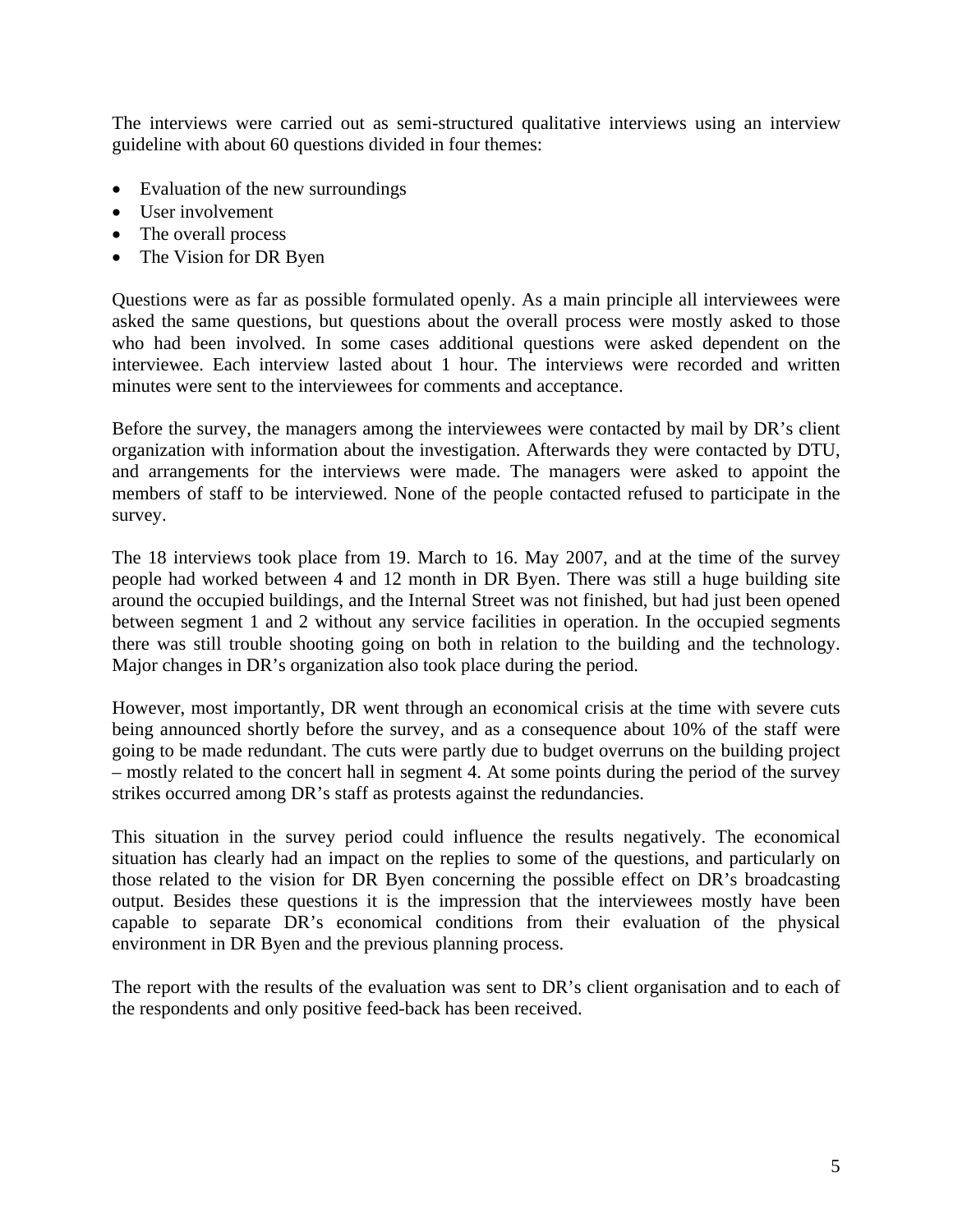The interviews were carried out as semi-structured qualitative interviews using an interview guideline with about 60 questions divided in four themes:

- Evaluation of the new surroundings
- User involvement
- The overall process
- The Vision for DR Byen

Questions were as far as possible formulated openly. As a main principle all interviewees were asked the same questions, but questions about the overall process were mostly asked to those who had been involved. In some cases additional questions were asked dependent on the interviewee. Each interview lasted about 1 hour. The interviews were recorded and written minutes were sent to the interviewees for comments and acceptance.

Before the survey, the managers among the interviewees were contacted by mail by DR's client organization with information about the investigation. Afterwards they were contacted by DTU, and arrangements for the interviews were made. The managers were asked to appoint the members of staff to be interviewed. None of the people contacted refused to participate in the survey.

The 18 interviews took place from 19. March to 16. May 2007, and at the time of the survey people had worked between 4 and 12 month in DR Byen. There was still a huge building site around the occupied buildings, and the Internal Street was not finished, but had just been opened between segment 1 and 2 without any service facilities in operation. In the occupied segments there was still trouble shooting going on both in relation to the building and the technology. Major changes in DR's organization also took place during the period.

However, most importantly, DR went through an economical crisis at the time with severe cuts being announced shortly before the survey, and as a consequence about 10% of the staff were going to be made redundant. The cuts were partly due to budget overruns on the building project – mostly related to the concert hall in segment 4. At some points during the period of the survey strikes occurred among DR's staff as protests against the redundancies.

This situation in the survey period could influence the results negatively. The economical situation has clearly had an impact on the replies to some of the questions, and particularly on those related to the vision for DR Byen concerning the possible effect on DR's broadcasting output. Besides these questions it is the impression that the interviewees mostly have been capable to separate DR's economical conditions from their evaluation of the physical environment in DR Byen and the previous planning process.

The report with the results of the evaluation was sent to DR's client organisation and to each of the respondents and only positive feed-back has been received.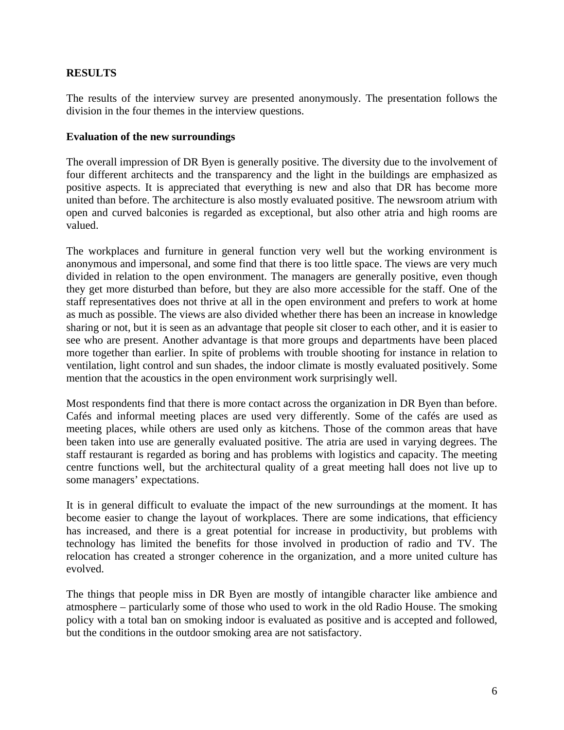## RESULTS

The results of the interview survey are presented anonymously. The presentation follows the division in the four themes in the interview questions.

### Evaluation of the new surroundings

The overall impression of DR Byen is generally positive. The diversity due to the involvement of four different architects and the transparency and the light in the buildings are emphasized as positive aspects. It is appreciated that everything is new and also that DR has become more united than before. The architecture is also mostly evaluated positive. The newsroom atrium with open and curved balconies is regarded as exceptional, but also other atria and high rooms are valued.

The workplaces and furniture in general function very well but the working environment is anonymous and impersonal, and some find that there is too little space. The views are very much divided in relation to the open environment. The managers are generally positive, even though they get more disturbed than before, but they are also more accessible for the staff. One of the staff representatives does not thrive at all in the open environment and prefers to work at home as much as possible. The views are also divided whether there has been an increase in knowledge sharing or not, but it is seen as an advantage that people sit closer to each other, and it is easier to see who are present. Another advantage is that more groups and departments have been placed more together than earlier. In spite of problems with trouble shooting for instance in relation to ventilation, light control and sun shades, the indoor climate is mostly evaluated positively. Some mention that the acoustics in the open environment work surprisingly well.

Most respondents find that there is more contact across the organization in DR Byen than before. Cafés and informal meeting places are used very differently. Some of the cafés are used as meeting places, while others are used only as kitchens. Those of the common areas that have been taken into use are generally evaluated positive. The atria are used in varying degrees. The staff restaurant is regarded as boring and has problems with logistics and capacity. The meeting centre functions well, but the architectural quality of a great meeting hall does not live up to some managers' expectations.

It is in general difficult to evaluate the impact of the new surroundings at the moment. It has become easier to change the layout of workplaces. There are some indications, that efficiency has increased, and there is a great potential for increase in productivity, but problems with technology has limited the benefits for those involved in production of radio and TV. The relocation has created a stronger coherence in the organization, and a more united culture has evolved.

The things that people miss in DR Byen are mostly of intangible character like ambience and atmosphere – particularly some of those who used to work in the old Radio House. The smoking policy with a total ban on smoking indoor is evaluated as positive and is accepted and followed, but the conditions in the outdoor smoking area are not satisfactory.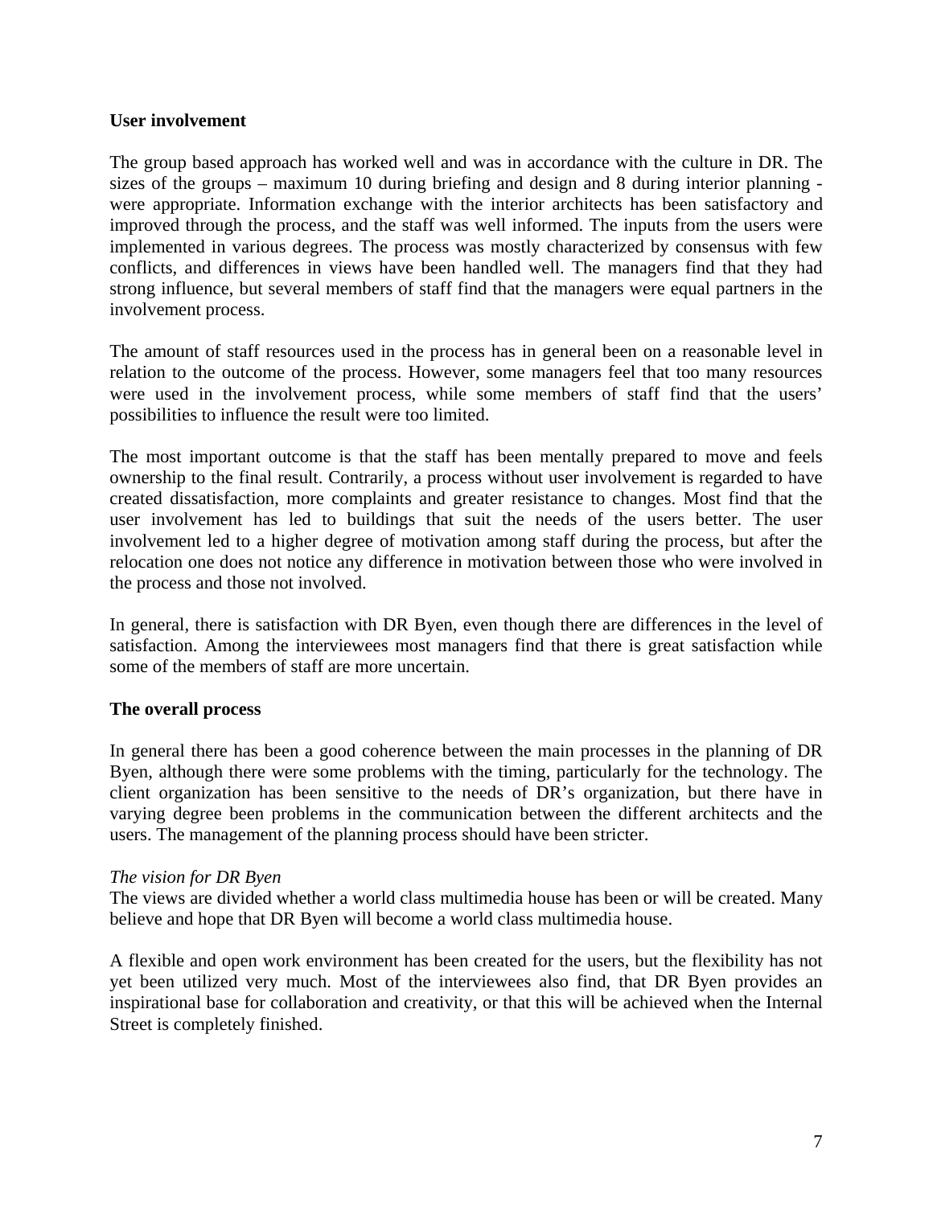**User involvement**

The group based approach has worked well and was in accordance with the culture in DR. The sizes of the groups – maximum 10 during briefing and design and 8 during interior planning - were appropriate. Information exchange with the interior architects has been satisfactory and improved through the process, and the staff was well informed. The inputs from the users were implemented in various degrees. The process was mostly characterized by consensus with few conflicts, and differences in views have been handled well. The managers find that they had strong influence, but several members of staff find that the managers were equal partners in the involvement process.

The amount of staff resources used in the process has in general been on a reasonable level in relation to the outcome of the process. However, some managers feel that too many resources were used in the involvement process, while some members of staff find that the users' possibilities to influence the result were too limited.

The most important outcome is that the staff has been mentally prepared to move and feels ownership to the final result. Contrarily, a process without user involvement is regarded to have created dissatisfaction, more complaints and greater resistance to changes. Most find that the user involvement has led to buildings that suit the needs of the users better. The user involvement led to a higher degree of motivation among staff during the process, but after the relocation one does not notice any difference in motivation between those who were involved in the process and those not involved.

In general, there is satisfaction with DR Byen, even though there are differences in the level of satisfaction. Among the interviewees most managers find that there is great satisfaction while some of the members of staff are more uncertain.

**The overall process**

In general there has been a good coherence between the main processes in the planning of DR Byen, although there were some problems with the timing, particularly for the technology. The client organization has been sensitive to the needs of DR's organization, but there have in varying degree been problems in the communication between the different architects and the users. The management of the planning process should have been stricter.

*The vision for DR Byen*

The views are divided whether a world class multimedia house has been or will be created. Many believe and hope that DR Byen will become a world class multimedia house.

A flexible and open work environment has been created for the users, but the flexibility has not yet been utilized very much. Most of the interviewees also find, that DR Byen provides an inspirational base for collaboration and creativity, or that this will be achieved when the Internal Street is completely finished.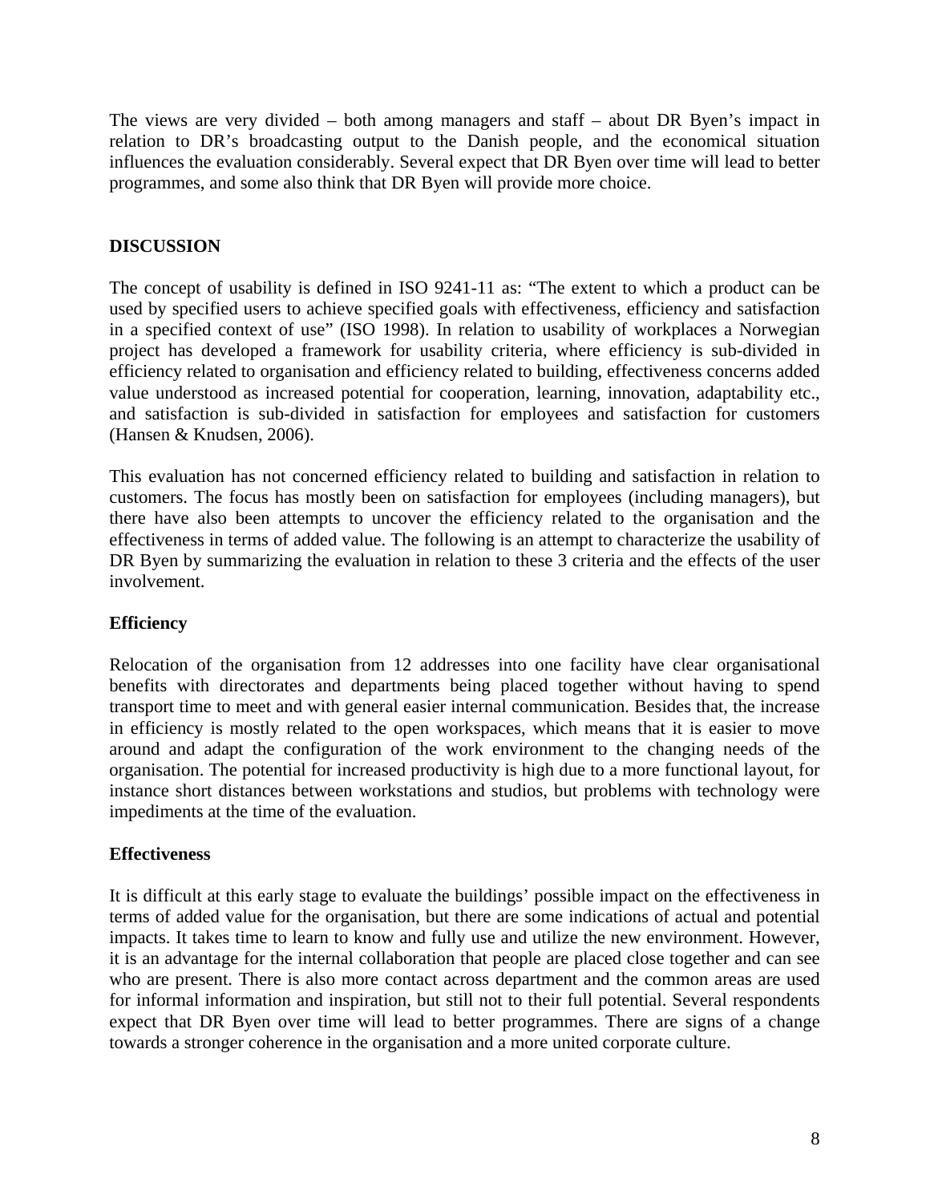The views are very divided – both among managers and staff – about DR Byen's impact in relation to DR's broadcasting output to the Danish people, and the economical situation influences the evaluation considerably. Several expect that DR Byen over time will lead to better programmes, and some also think that DR Byen will provide more choice.

## DISCUSSION

The concept of usability is defined in ISO 9241-11 as: "The extent to which a product can be used by specified users to achieve specified goals with effectiveness, efficiency and satisfaction in a specified context of use" (ISO 1998). In relation to usability of workplaces a Norwegian project has developed a framework for usability criteria, where efficiency is sub-divided in efficiency related to organisation and efficiency related to building, effectiveness concerns added value understood as increased potential for cooperation, learning, innovation, adaptability etc., and satisfaction is sub-divided in satisfaction for employees and satisfaction for customers (Hansen & Knudsen, 2006).

This evaluation has not concerned efficiency related to building and satisfaction in relation to customers. The focus has mostly been on satisfaction for employees (including managers), but there have also been attempts to uncover the efficiency related to the organisation and the effectiveness in terms of added value. The following is an attempt to characterize the usability of DR Byen by summarizing the evaluation in relation to these 3 criteria and the effects of the user involvement.

### Efficiency

Relocation of the organisation from 12 addresses into one facility have clear organisational benefits with directorates and departments being placed together without having to spend transport time to meet and with general easier internal communication. Besides that, the increase in efficiency is mostly related to the open workspaces, which means that it is easier to move around and adapt the configuration of the work environment to the changing needs of the organisation. The potential for increased productivity is high due to a more functional layout, for instance short distances between workstations and studios, but problems with technology were impediments at the time of the evaluation.

### Effectiveness

It is difficult at this early stage to evaluate the buildings' possible impact on the effectiveness in terms of added value for the organisation, but there are some indications of actual and potential impacts. It takes time to learn to know and fully use and utilize the new environment. However, it is an advantage for the internal collaboration that people are placed close together and can see who are present. There is also more contact across department and the common areas are used for informal information and inspiration, but still not to their full potential. Several respondents expect that DR Byen over time will lead to better programmes. There are signs of a change towards a stronger coherence in the organisation and a more united corporate culture.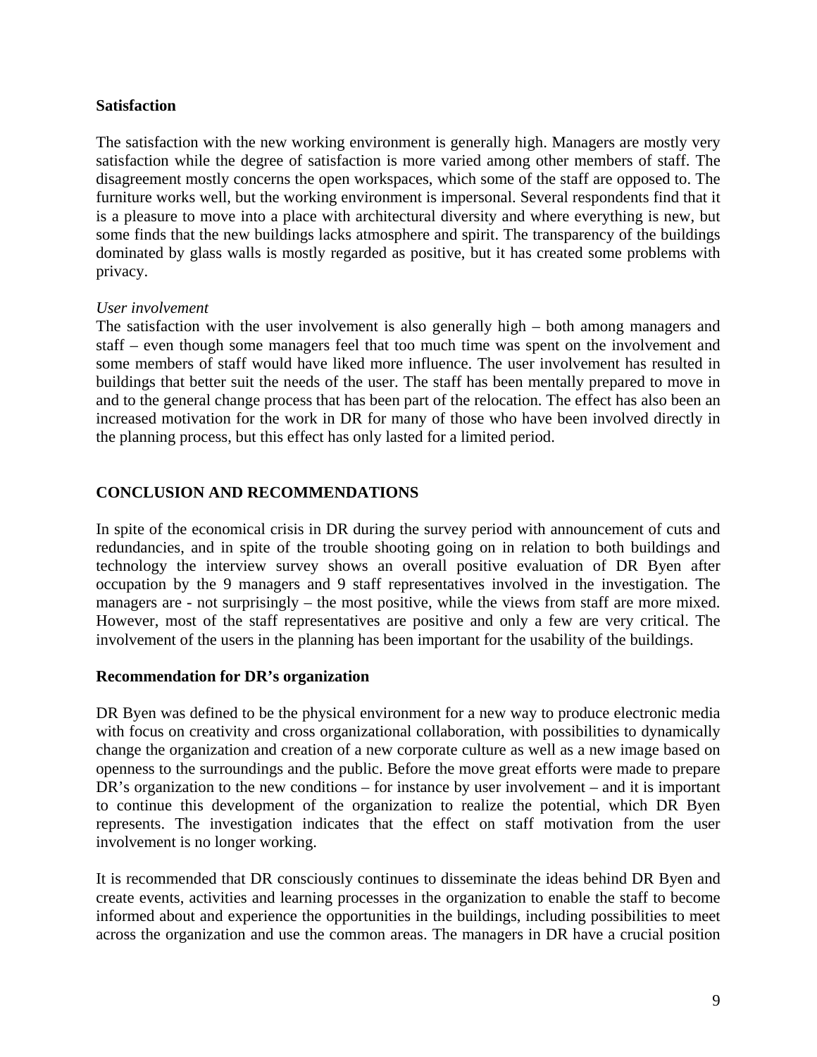**Satisfaction**

The satisfaction with the new working environment is generally high. Managers are mostly very satisfaction while the degree of satisfaction is more varied among other members of staff. The disagreement mostly concerns the open workspaces, which some of the staff are opposed to. The furniture works well, but the working environment is impersonal. Several respondents find that it is a pleasure to move into a place with architectural diversity and where everything is new, but some finds that the new buildings lacks atmosphere and spirit. The transparency of the buildings dominated by glass walls is mostly regarded as positive, but it has created some problems with privacy.

*User involvement*

The satisfaction with the user involvement is also generally high – both among managers and staff – even though some managers feel that too much time was spent on the involvement and some members of staff would have liked more influence. The user involvement has resulted in buildings that better suit the needs of the user. The staff has been mentally prepared to move in and to the general change process that has been part of the relocation. The effect has also been an increased motivation for the work in DR for many of those who have been involved directly in the planning process, but this effect has only lasted for a limited period.

## CONCLUSION AND RECOMMENDATIONS

In spite of the economical crisis in DR during the survey period with announcement of cuts and redundancies, and in spite of the trouble shooting going on in relation to both buildings and technology the interview survey shows an overall positive evaluation of DR Byen after occupation by the 9 managers and 9 staff representatives involved in the investigation. The managers are - not surprisingly – the most positive, while the views from staff are more mixed. However, most of the staff representatives are positive and only a few are very critical. The involvement of the users in the planning has been important for the usability of the buildings.

**Recommendation for DR's organization**

DR Byen was defined to be the physical environment for a new way to produce electronic media with focus on creativity and cross organizational collaboration, with possibilities to dynamically change the organization and creation of a new corporate culture as well as a new image based on openness to the surroundings and the public. Before the move great efforts were made to prepare DR's organization to the new conditions – for instance by user involvement – and it is important to continue this development of the organization to realize the potential, which DR Byen represents. The investigation indicates that the effect on staff motivation from the user involvement is no longer working.

It is recommended that DR consciously continues to disseminate the ideas behind DR Byen and create events, activities and learning processes in the organization to enable the staff to become informed about and experience the opportunities in the buildings, including possibilities to meet across the organization and use the common areas. The managers in DR have a crucial position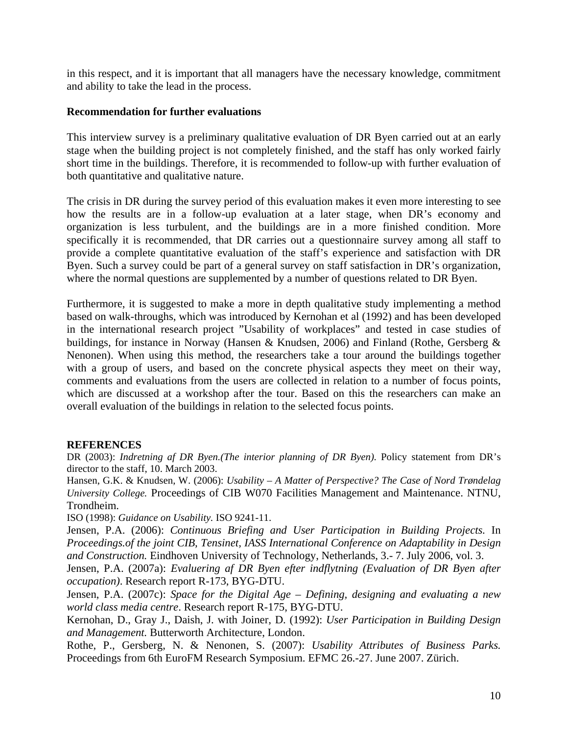in this respect, and it is important that all managers have the necessary knowledge, commitment and ability to take the lead in the process.

**Recommendation for further evaluations**

This interview survey is a preliminary qualitative evaluation of DR Byen carried out at an early stage when the building project is not completely finished, and the staff has only worked fairly short time in the buildings. Therefore, it is recommended to follow-up with further evaluation of both quantitative and qualitative nature.

The crisis in DR during the survey period of this evaluation makes it even more interesting to see how the results are in a follow-up evaluation at a later stage, when DR's economy and organization is less turbulent, and the buildings are in a more finished condition. More specifically it is recommended, that DR carries out a questionnaire survey among all staff to provide a complete quantitative evaluation of the staff's experience and satisfaction with DR Byen. Such a survey could be part of a general survey on staff satisfaction in DR's organization, where the normal questions are supplemented by a number of questions related to DR Byen.

Furthermore, it is suggested to make a more in depth qualitative study implementing a method based on walk-throughs, which was introduced by Kernohan et al (1992) and has been developed in the international research project "Usability of workplaces" and tested in case studies of buildings, for instance in Norway (Hansen & Knudsen, 2006) and Finland (Rothe, Gersberg & Nenonen). When using this method, the researchers take a tour around the buildings together with a group of users, and based on the concrete physical aspects they meet on their way, comments and evaluations from the users are collected in relation to a number of focus points, which are discussed at a workshop after the tour. Based on this the researchers can make an overall evaluation of the buildings in relation to the selected focus points.

**REFERENCES**

DR (2003): *Indretning af DR Byen.(The interior planning of DR Byen).* Policy statement from DR's director to the staff, 10. March 2003.

Hansen, G.K. & Knudsen, W. (2006): *Usability – A Matter of Perspective? The Case of Nord Trøndelag University College.* Proceedings of CIB W070 Facilities Management and Maintenance. NTNU, Trondheim.

ISO (1998): *Guidance on Usability.* ISO 9241-11.

Jensen, P.A. (2006): *Continuous Briefing and User Participation in Building Projects.* In *Proceedings.of the joint CIB, Tensinet, IASS International Conference on Adaptability in Design and Construction.* Eindhoven University of Technology, Netherlands, 3.- 7. July 2006, vol. 3.

Jensen, P.A. (2007a): *Evaluering af DR Byen efter indflytning (Evaluation of DR Byen after occupation)*. Research report R-173, BYG-DTU.

Jensen, P.A. (2007c): *Space for the Digital Age – Defining, designing and evaluating a new world class media centre*. Research report R-175, BYG-DTU.

Kernohan, D., Gray J., Daish, J. with Joiner, D. (1992): *User Participation in Building Design and Management.* Butterworth Architecture, London.

Rothe, P., Gersberg, N. & Nenonen, S. (2007): *Usability Attributes of Business Parks.* Proceedings from 6th EuroFM Research Symposium. EFMC 26.-27. June 2007. Zürich.